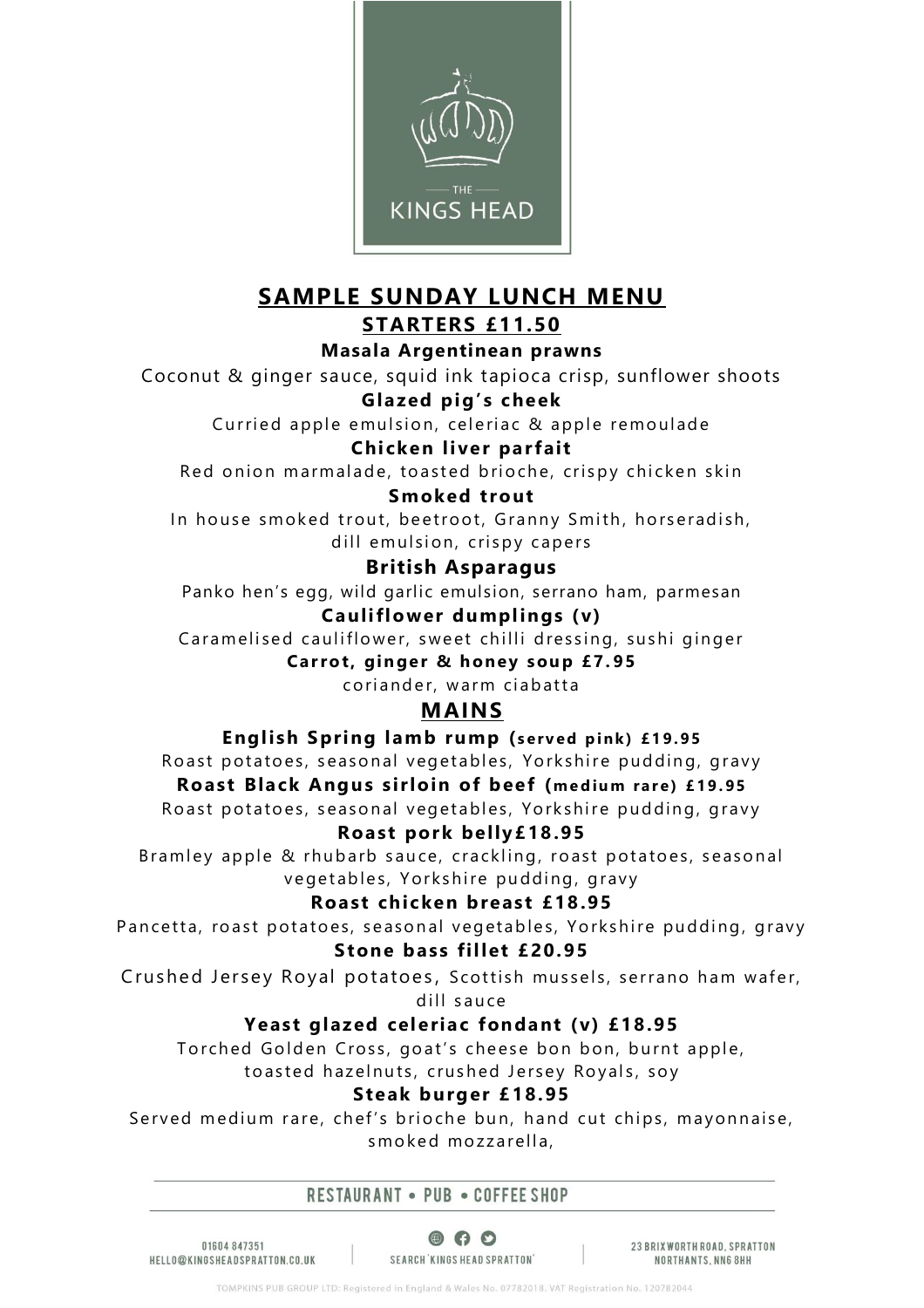THE KINGS HEAD

# SAMPLE SUNDAY LUNCH MENU

## STARTERS £11.50

**Masala Argentinean prawns**

Coconut & ginger sauce, squid ink tapioca crisp, sunflower shoots

**Glazed pig's cheek**

Curried apple emulsion, celeriac & apple remoulade

**Chicken liver parfait**

Red onion marmalade, toasted brioche, crispy chicken skin

**Smoked trout**

In house smoked trout, beetroot, Granny Smith, horseradish, dill emulsion, crispy capers

**British Asparagus**

Panko hen's egg, wild garlic emulsion, serrano ham, parmesan

**Cauliflower dumplings (v)**

Caramelised cauliflower, sweet chilli dressing, sushi ginger

**Carrot, ginger & honey soup £7.95**

coriander, warm ciabatta

## MAINS

**English Spring lamb rump (served pink) £19.95**

Roast potatoes, seasonal vegetables, Yorkshire pudding, gravy

**Roast Black Angus sirloin of beef (medium rare) £19.95**

Roast potatoes, seasonal vegetables, Yorkshire pudding, gravy

**Roast pork belly£18.95**

Bramley apple & rhubarb sauce, crackling, roast potatoes, seasonal vegetables, Yorkshire pudding, gravy

**Roast chicken breast £18.95**

Pancetta, roast potatoes, seasonal vegetables, Yorkshire pudding, gravy

**Stone bass fillet £20.95**

Crushed Jersey Royal potatoes, Scottish mussels, serrano ham wafer, dill sauce

**Yeast glazed celeriac fondant (v) £18.95**

Torched Golden Cross, goat's cheese bon bon, burnt apple, toasted hazelnuts, crushed Jersey Royals, soy

**Steak burger £18.95**

Served medium rare, chef's brioche bun, hand cut chips, mayonnaise, smoked mozzarella,

RESTAURANT • PUB • COFFEE SHOP

01604 847351
HELLO@KINGSHEADSPRATTON.CO.UK

SEARCH 'KINGS HEAD SPRATTON'

23 BRIXWORTH ROAD, SPRATTON
NORTHANTS, NN6 8HH

TOMPKINS PUB GROUP LTD: Registered in England & Wales No. 07782018. VAT Registration No. 120782044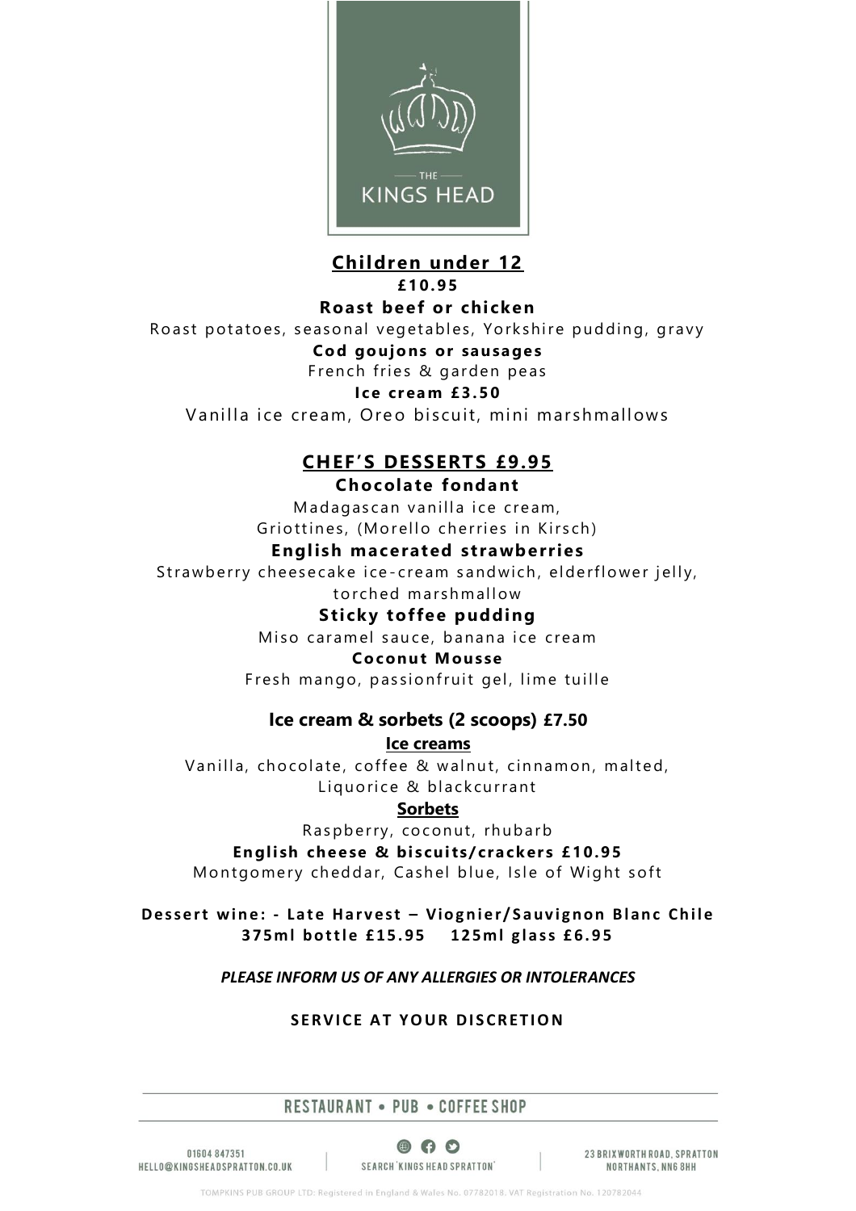THE KINGS HEAD

## Children under 12

**£10.95**

**Roast beef or chicken**

Roast potatoes, seasonal vegetables, Yorkshire pudding, gravy

**Cod goujons or sausages**

French fries & garden peas

**Ice cream £3.50**

Vanilla ice cream, Oreo biscuit, mini marshmallows

## CHEF'S DESSERTS £9.95

**Chocolate fondant**

Madagascan vanilla ice cream,
Griottines, (Morello cherries in Kirsch)

**English macerated strawberries**

Strawberry cheesecake ice-cream sandwich, elderflower jelly, torched marshmallow

**Sticky toffee pudding**

Miso caramel sauce, banana ice cream

**Coconut Mousse**

Fresh mango, passionfruit gel, lime tuille

## Ice cream & sorbets (2 scoops) £7.50

**Ice creams**

Vanilla, chocolate, coffee & walnut, cinnamon, malted,
Liquorice & blackcurrant

**Sorbets**

Raspberry, coconut, rhubarb

**English cheese & biscuits/crackers £10.95**

Montgomery cheddar, Cashel blue, Isle of Wight soft

**Dessert wine: - Late Harvest – Viognier/Sauvignon Blanc Chile**
**375ml bottle £15.95 125ml glass £6.95**

***PLEASE INFORM US OF ANY ALLERGIES OR INTOLERANCES***

**SERVICE AT YOUR DISCRETION**

RESTAURANT • PUB • COFFEE SHOP

01604 847351
HELLO@KINGSHEADSPRATTON.CO.UK

SEARCH 'KINGS HEAD SPRATTON'

23 BRIXWORTH ROAD, SPRATTON
NORTHANTS, NN6 8HH

TOMPKINS PUB GROUP LTD: Registered in England & Wales No. 07782018. VAT Registration No. 120782044